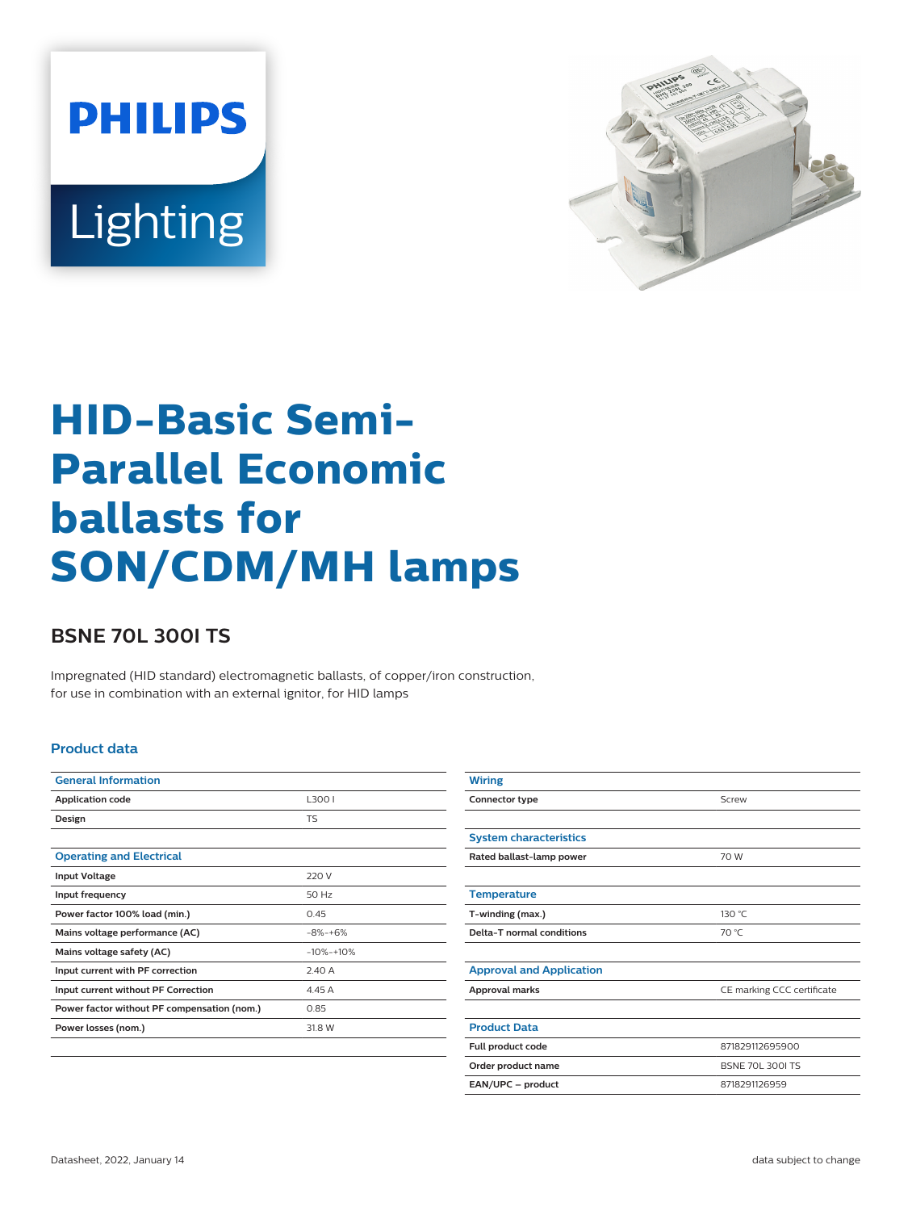PHILIPS

Lighting

# HID-Basic Semi-Parallel Economic ballasts for SON/CDM/MH lamps

## BSNE 70L 300I TS

Impregnated (HID standard) electromagnetic ballasts, of copper/iron construction, for use in combination with an external ignitor, for HID lamps

### Product data

| General Information | |
|---|---|
| Application code | L300 I |
| Design | TS |

| Operating and Electrical | |
|---|---|
| Input Voltage | 220 V |
| Input frequency | 50 Hz |
| Power factor 100% load (min.) | 0.45 |
| Mains voltage performance (AC) | -8%-+6% |
| Mains voltage safety (AC) | -10%-+10% |
| Input current with PF correction | 2.40 A |
| Input current without PF Correction | 4.45 A |
| Power factor without PF compensation (nom.) | 0.85 |
| Power losses (nom.) | 31.8 W |

| Wiring | |
|---|---|
| Connector type | Screw |

| System characteristics | |
|---|---|
| Rated ballast-lamp power | 70 W |

| Temperature | |
|---|---|
| T-winding (max.) | 130 °C |
| Delta-T normal conditions | 70 °C |

| Approval and Application | |
|---|---|
| Approval marks | CE marking CCC certificate |

| Product Data | |
|---|---|
| Full product code | 871829112695900 |
| Order product name | BSNE 70L 300I TS |
| EAN/UPC – product | 8718291126959 |

Datasheet, 2022, January 14

data subject to change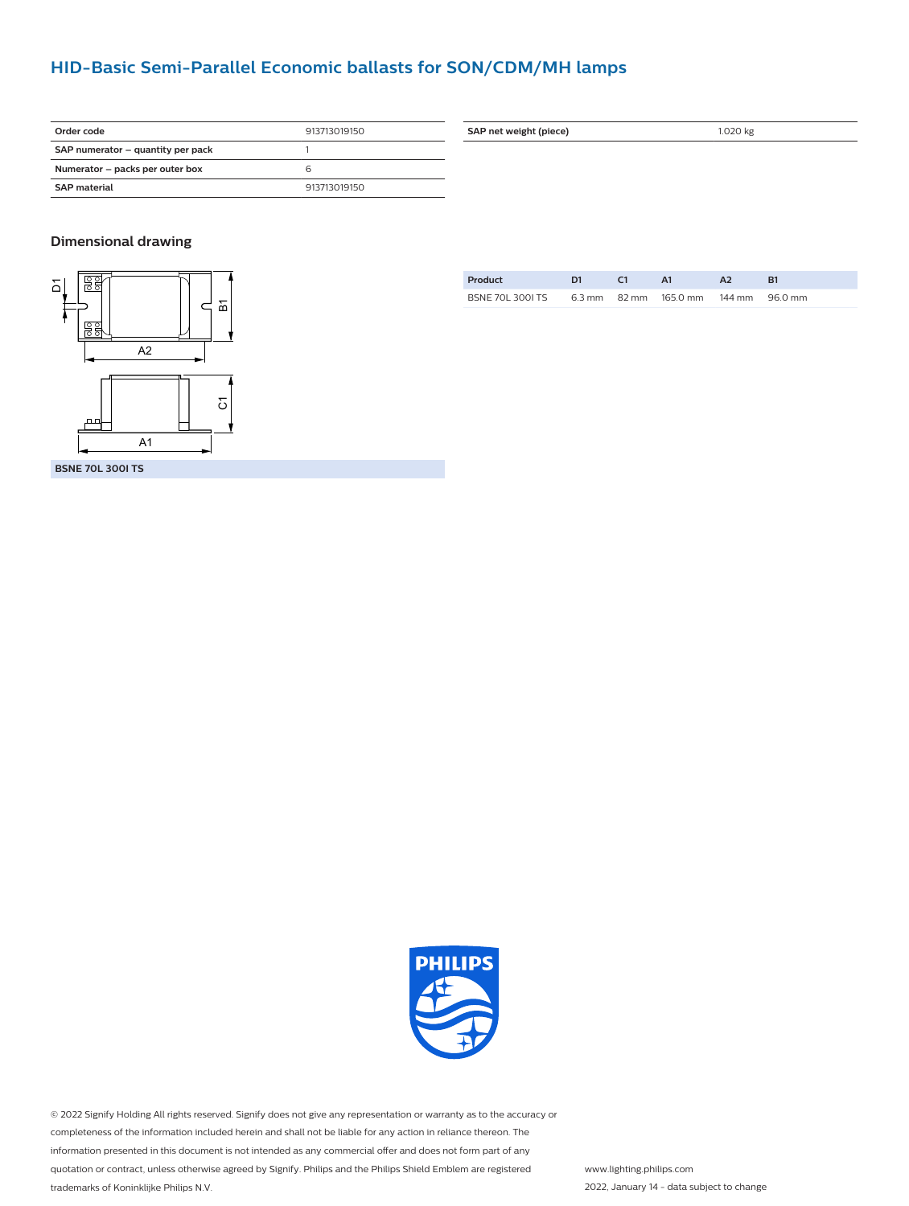## HID-Basic Semi-Parallel Economic ballasts for SON/CDM/MH lamps

| | |
|---|---|
| Order code | 913713019150 |
| SAP numerator – quantity per pack | 1 |
| Numerator – packs per outer box | 6 |
| SAP material | 913713019150 |

| | |
|---|---|
| SAP net weight (piece) | 1.020 kg |

### Dimensional drawing

D1
B1
A2
C1
A1

BSNE 70L 300I TS

| Product | D1 | C1 | A1 | A2 | B1 |
|---|---|---|---|---|---|
| BSNE 70L 300I TS | 6.3 mm | 82 mm | 165.0 mm | 144 mm | 96.0 mm |

© 2022 Signify Holding All rights reserved. Signify does not give any representation or warranty as to the accuracy or completeness of the information included herein and shall not be liable for any action in reliance thereon. The information presented in this document is not intended as any commercial offer and does not form part of any quotation or contract, unless otherwise agreed by Signify. Philips and the Philips Shield Emblem are registered trademarks of Koninklijke Philips N.V.

www.lighting.philips.com

2022, January 14 - data subject to change